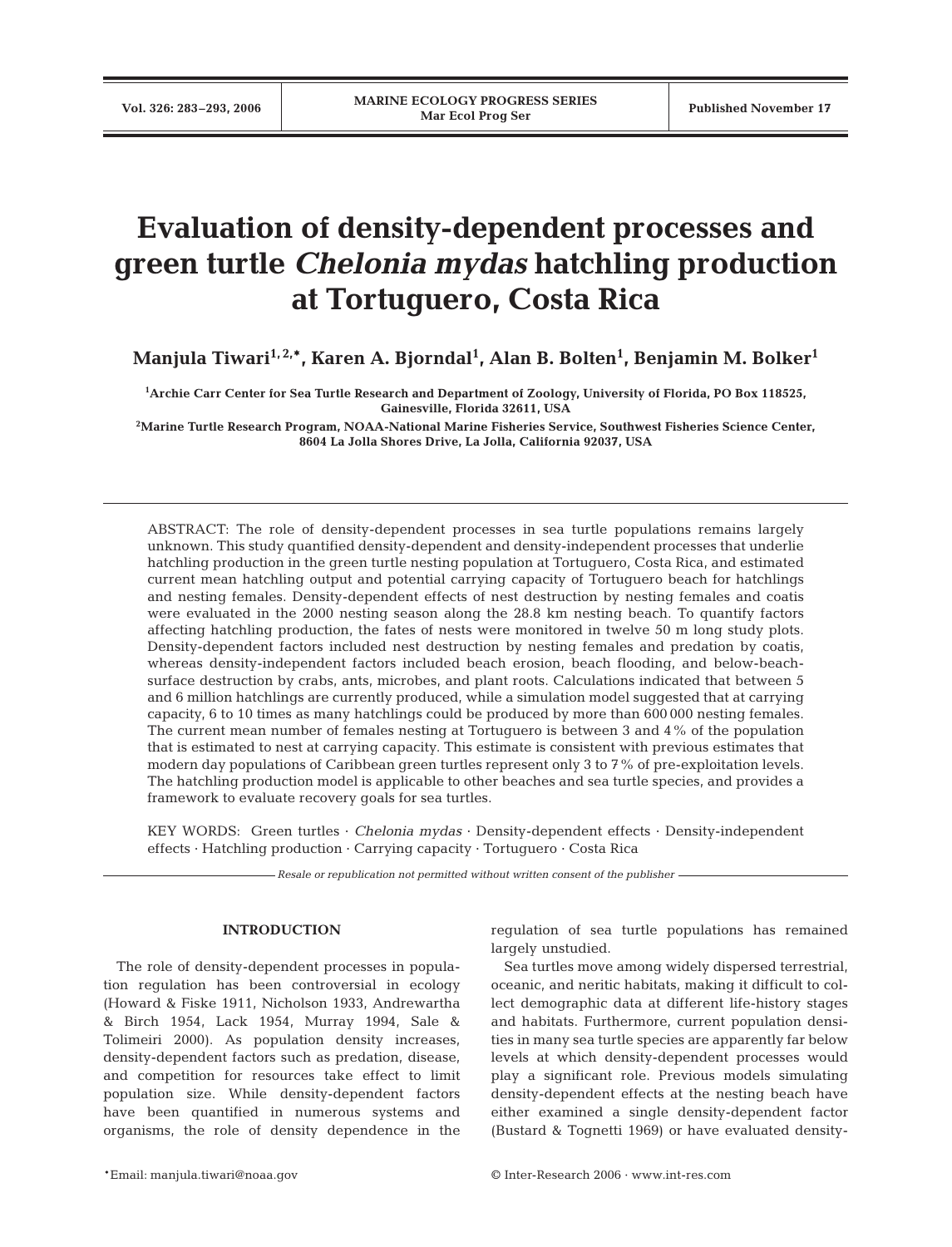# Evaluation of density-dependent processes and green turtle *Chelonia mydas* hatchling production at Tortuguero, Costa Rica

**Manjula Tiwari[1,2,*], Karen A. Bjorndal[1], Alan B. Bolten[1], Benjamin M. Bolker[1]**

[1]Archie Carr Center for Sea Turtle Research and Department of Zoology, University of Florida, PO Box 118525, Gainesville, Florida 32611, USA

[2]Marine Turtle Research Program, NOAA-National Marine Fisheries Service, Southwest Fisheries Science Center, 8604 La Jolla Shores Drive, La Jolla, California 92037, USA

ABSTRACT: The role of density-dependent processes in sea turtle populations remains largely unknown. This study quantified density-dependent and density-independent processes that underlie hatchling production in the green turtle nesting population at Tortuguero, Costa Rica, and estimated current mean hatchling output and potential carrying capacity of Tortuguero beach for hatchlings and nesting females. Density-dependent effects of nest destruction by nesting females and coatis were evaluated in the 2000 nesting season along the 28.8 km nesting beach. To quantify factors affecting hatchling production, the fates of nests were monitored in twelve 50 m long study plots. Density-dependent factors included nest destruction by nesting females and predation by coatis, whereas density-independent factors included beach erosion, beach flooding, and below-beach-surface destruction by crabs, ants, microbes, and plant roots. Calculations indicated that between 5 and 6 million hatchlings are currently produced, while a simulation model suggested that at carrying capacity, 6 to 10 times as many hatchlings could be produced by more than 600 000 nesting females. The current mean number of females nesting at Tortuguero is between 3 and 4 % of the population that is estimated to nest at carrying capacity. This estimate is consistent with previous estimates that modern day populations of Caribbean green turtles represent only 3 to 7 % of pre-exploitation levels. The hatchling production model is applicable to other beaches and sea turtle species, and provides a framework to evaluate recovery goals for sea turtles.

KEY WORDS: Green turtles · *Chelonia mydas* · Density-dependent effects · Density-independent effects · Hatchling production · Carrying capacity · Tortuguero · Costa Rica

*Resale or republication not permitted without written consent of the publisher*

## INTRODUCTION

The role of density-dependent processes in population regulation has been controversial in ecology (Howard & Fiske 1911, Nicholson 1933, Andrewartha & Birch 1954, Lack 1954, Murray 1994, Sale & Tolimeiri 2000). As population density increases, density-dependent factors such as predation, disease, and competition for resources take effect to limit population size. While density-dependent factors have been quantified in numerous systems and organisms, the role of density dependence in the regulation of sea turtle populations has remained largely unstudied.

Sea turtles move among widely dispersed terrestrial, oceanic, and neritic habitats, making it difficult to collect demographic data at different life-history stages and habitats. Furthermore, current population densities in many sea turtle species are apparently far below levels at which density-dependent processes would play a significant role. Previous models simulating density-dependent effects at the nesting beach have either examined a single density-dependent factor (Bustard & Tognetti 1969) or have evaluated density-

*Email: manjula.tiwari@noaa.gov

© Inter-Research 2006 · www.int-res.com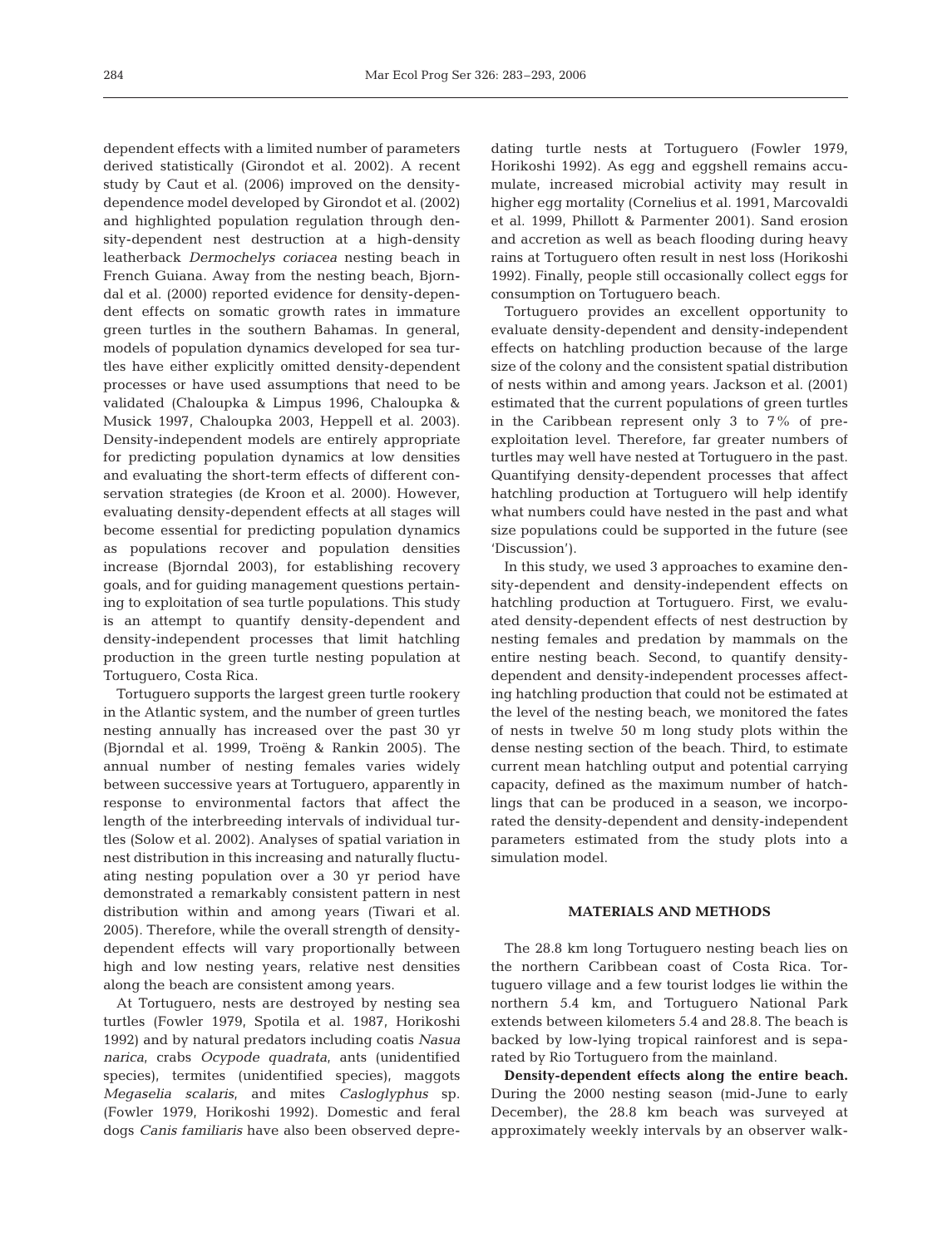dependent effects with a limited number of parameters derived statistically (Girondot et al. 2002). A recent study by Caut et al. (2006) improved on the density-dependence model developed by Girondot et al. (2002) and highlighted population regulation through density-dependent nest destruction at a high-density leatherback *Dermochelys coriacea* nesting beach in French Guiana. Away from the nesting beach, Bjorndal et al. (2000) reported evidence for density-dependent effects on somatic growth rates in immature green turtles in the southern Bahamas. In general, models of population dynamics developed for sea turtles have either explicitly omitted density-dependent processes or have used assumptions that need to be validated (Chaloupka & Limpus 1996, Chaloupka & Musick 1997, Chaloupka 2003, Heppell et al. 2003). Density-independent models are entirely appropriate for predicting population dynamics at low densities and evaluating the short-term effects of different conservation strategies (de Kroon et al. 2000). However, evaluating density-dependent effects at all stages will become essential for predicting population dynamics as populations recover and population densities increase (Bjorndal 2003), for establishing recovery goals, and for guiding management questions pertaining to exploitation of sea turtle populations. This study is an attempt to quantify density-dependent and density-independent processes that limit hatchling production in the green turtle nesting population at Tortuguero, Costa Rica.

Tortuguero supports the largest green turtle rookery in the Atlantic system, and the number of green turtles nesting annually has increased over the past 30 yr (Bjorndal et al. 1999, Troëng & Rankin 2005). The annual number of nesting females varies widely between successive years at Tortuguero, apparently in response to environmental factors that affect the length of the interbreeding intervals of individual turtles (Solow et al. 2002). Analyses of spatial variation in nest distribution in this increasing and naturally fluctuating nesting population over a 30 yr period have demonstrated a remarkably consistent pattern in nest distribution within and among years (Tiwari et al. 2005). Therefore, while the overall strength of density-dependent effects will vary proportionally between high and low nesting years, relative nest densities along the beach are consistent among years.

At Tortuguero, nests are destroyed by nesting sea turtles (Fowler 1979, Spotila et al. 1987, Horikoshi 1992) and by natural predators including coatis *Nasua narica*, crabs *Ocypode quadrata*, ants (unidentified species), termites (unidentified species), maggots *Megaselia scalaris*, and mites *Casloglyphus* sp. (Fowler 1979, Horikoshi 1992). Domestic and feral dogs *Canis familiaris* have also been observed depredating turtle nests at Tortuguero (Fowler 1979, Horikoshi 1992). As egg and eggshell remains accumulate, increased microbial activity may result in higher egg mortality (Cornelius et al. 1991, Marcovaldi et al. 1999, Phillott & Parmenter 2001). Sand erosion and accretion as well as beach flooding during heavy rains at Tortuguero often result in nest loss (Horikoshi 1992). Finally, people still occasionally collect eggs for consumption on Tortuguero beach.

Tortuguero provides an excellent opportunity to evaluate density-dependent and density-independent effects on hatchling production because of the large size of the colony and the consistent spatial distribution of nests within and among years. Jackson et al. (2001) estimated that the current populations of green turtles in the Caribbean represent only 3 to 7% of pre-exploitation level. Therefore, far greater numbers of turtles may well have nested at Tortuguero in the past. Quantifying density-dependent processes that affect hatchling production at Tortuguero will help identify what numbers could have nested in the past and what size populations could be supported in the future (see 'Discussion').

In this study, we used 3 approaches to examine density-dependent and density-independent effects on hatchling production at Tortuguero. First, we evaluated density-dependent effects of nest destruction by nesting females and predation by mammals on the entire nesting beach. Second, to quantify density-dependent and density-independent processes affecting hatchling production that could not be estimated at the level of the nesting beach, we monitored the fates of nests in twelve 50 m long study plots within the dense nesting section of the beach. Third, to estimate current mean hatchling output and potential carrying capacity, defined as the maximum number of hatchlings that can be produced in a season, we incorporated the density-dependent and density-independent parameters estimated from the study plots into a simulation model.

## MATERIALS AND METHODS

The 28.8 km long Tortuguero nesting beach lies on the northern Caribbean coast of Costa Rica. Tortuguero village and a few tourist lodges lie within the northern 5.4 km, and Tortuguero National Park extends between kilometers 5.4 and 28.8. The beach is backed by low-lying tropical rainforest and is separated by Rio Tortuguero from the mainland.

**Density-dependent effects along the entire beach.** During the 2000 nesting season (mid-June to early December), the 28.8 km beach was surveyed at approximately weekly intervals by an observer walk-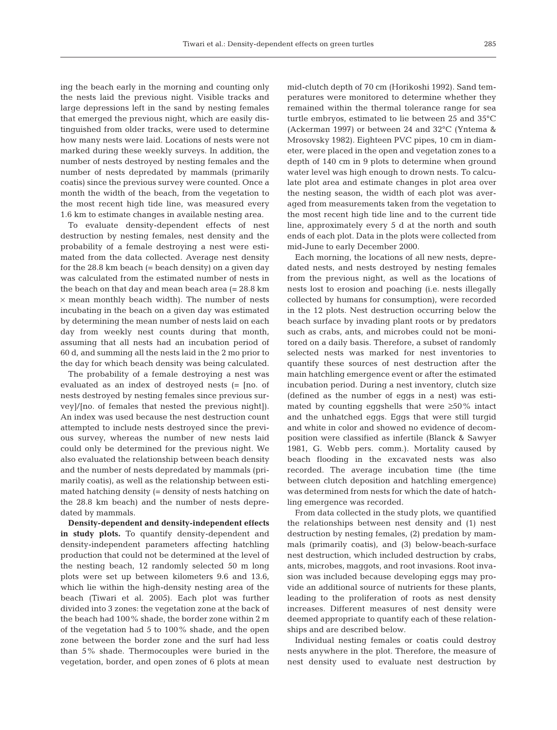ing the beach early in the morning and counting only the nests laid the previous night. Visible tracks and large depressions left in the sand by nesting females that emerged the previous night, which are easily distinguished from older tracks, were used to determine how many nests were laid. Locations of nests were not marked during these weekly surveys. In addition, the number of nests destroyed by nesting females and the number of nests depredated by mammals (primarily coatis) since the previous survey were counted. Once a month the width of the beach, from the vegetation to the most recent high tide line, was measured every 1.6 km to estimate changes in available nesting area.

To evaluate density-dependent effects of nest destruction by nesting females, nest density and the probability of a female destroying a nest were estimated from the data collected. Average nest density for the 28.8 km beach (= beach density) on a given day was calculated from the estimated number of nests in the beach on that day and mean beach area (= 28.8 km × mean monthly beach width). The number of nests incubating in the beach on a given day was estimated by determining the mean number of nests laid on each day from weekly nest counts during that month, assuming that all nests had an incubation period of 60 d, and summing all the nests laid in the 2 mo prior to the day for which beach density was being calculated.

The probability of a female destroying a nest was evaluated as an index of destroyed nests (= [no. of nests destroyed by nesting females since previous survey]/[no. of females that nested the previous night]). An index was used because the nest destruction count attempted to include nests destroyed since the previous survey, whereas the number of new nests laid could only be determined for the previous night. We also evaluated the relationship between beach density and the number of nests depredated by mammals (primarily coatis), as well as the relationship between estimated hatching density (= density of nests hatching on the 28.8 km beach) and the number of nests depredated by mammals.

**Density-dependent and density-independent effects in study plots.** To quantify density-dependent and density-independent parameters affecting hatchling production that could not be determined at the level of the nesting beach, 12 randomly selected 50 m long plots were set up between kilometers 9.6 and 13.6, which lie within the high-density nesting area of the beach (Tiwari et al. 2005). Each plot was further divided into 3 zones: the vegetation zone at the back of the beach had 100% shade, the border zone within 2 m of the vegetation had 5 to 100% shade, and the open zone between the border zone and the surf had less than 5% shade. Thermocouples were buried in the vegetation, border, and open zones of 6 plots at mean mid-clutch depth of 70 cm (Horikoshi 1992). Sand temperatures were monitored to determine whether they remained within the thermal tolerance range for sea turtle embryos, estimated to lie between 25 and 35°C (Ackerman 1997) or between 24 and 32°C (Yntema & Mrosovsky 1982). Eighteen PVC pipes, 10 cm in diameter, were placed in the open and vegetation zones to a depth of 140 cm in 9 plots to determine when ground water level was high enough to drown nests. To calculate plot area and estimate changes in plot area over the nesting season, the width of each plot was averaged from measurements taken from the vegetation to the most recent high tide line and to the current tide line, approximately every 5 d at the north and south ends of each plot. Data in the plots were collected from mid-June to early December 2000.

Each morning, the locations of all new nests, depredated nests, and nests destroyed by nesting females from the previous night, as well as the locations of nests lost to erosion and poaching (i.e. nests illegally collected by humans for consumption), were recorded in the 12 plots. Nest destruction occurring below the beach surface by invading plant roots or by predators such as crabs, ants, and microbes could not be monitored on a daily basis. Therefore, a subset of randomly selected nests was marked for nest inventories to quantify these sources of nest destruction after the main hatchling emergence event or after the estimated incubation period. During a nest inventory, clutch size (defined as the number of eggs in a nest) was estimated by counting eggshells that were ≥50% intact and the unhatched eggs. Eggs that were still turgid and white in color and showed no evidence of decomposition were classified as infertile (Blanck & Sawyer 1981, G. Webb pers. comm.). Mortality caused by beach flooding in the excavated nests was also recorded. The average incubation time (the time between clutch deposition and hatchling emergence) was determined from nests for which the date of hatchling emergence was recorded.

From data collected in the study plots, we quantified the relationships between nest density and (1) nest destruction by nesting females, (2) predation by mammals (primarily coatis), and (3) below-beach-surface nest destruction, which included destruction by crabs, ants, microbes, maggots, and root invasions. Root invasion was included because developing eggs may provide an additional source of nutrients for these plants, leading to the proliferation of roots as nest density increases. Different measures of nest density were deemed appropriate to quantify each of these relationships and are described below.

Individual nesting females or coatis could destroy nests anywhere in the plot. Therefore, the measure of nest density used to evaluate nest destruction by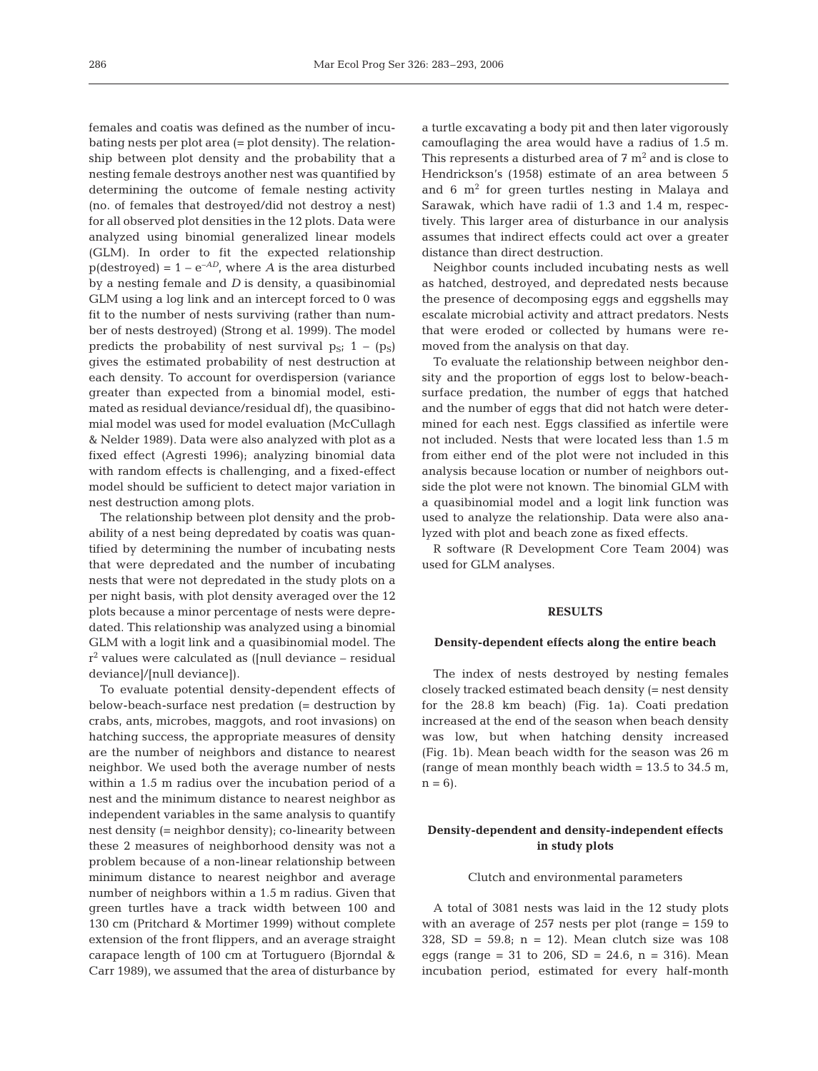females and coatis was defined as the number of incubating nests per plot area (= plot density). The relationship between plot density and the probability that a nesting female destroys another nest was quantified by determining the outcome of female nesting activity (no. of females that destroyed/did not destroy a nest) for all observed plot densities in the 12 plots. Data were analyzed using binomial generalized linear models (GLM). In order to fit the expected relationship p(destroyed) = $1 - e^{-AD}$, where $A$ is the area disturbed by a nesting female and $D$ is density, a quasibinomial GLM using a log link and an intercept forced to 0 was fit to the number of nests surviving (rather than number of nests destroyed) (Strong et al. 1999). The model predicts the probability of nest survival $p_S$; $1 - (p_S)$ gives the estimated probability of nest destruction at each density. To account for overdispersion (variance greater than expected from a binomial model, estimated as residual deviance/residual df), the quasibinomial model was used for model evaluation (McCullagh & Nelder 1989). Data were also analyzed with plot as a fixed effect (Agresti 1996); analyzing binomial data with random effects is challenging, and a fixed-effect model should be sufficient to detect major variation in nest destruction among plots.

The relationship between plot density and the probability of a nest being depredated by coatis was quantified by determining the number of incubating nests that were depredated and the number of incubating nests that were not depredated in the study plots on a per night basis, with plot density averaged over the 12 plots because a minor percentage of nests were depredated. This relationship was analyzed using a binomial GLM with a logit link and a quasibinomial model. The $r^2$ values were calculated as ([null deviance – residual deviance]/[null deviance]).

To evaluate potential density-dependent effects of below-beach-surface nest predation (= destruction by crabs, ants, microbes, maggots, and root invasions) on hatching success, the appropriate measures of density are the number of neighbors and distance to nearest neighbor. We used both the average number of nests within a 1.5 m radius over the incubation period of a nest and the minimum distance to nearest neighbor as independent variables in the same analysis to quantify nest density (= neighbor density); co-linearity between these 2 measures of neighborhood density was not a problem because of a non-linear relationship between minimum distance to nearest neighbor and average number of neighbors within a 1.5 m radius. Given that green turtles have a track width between 100 and 130 cm (Pritchard & Mortimer 1999) without complete extension of the front flippers, and an average straight carapace length of 100 cm at Tortuguero (Bjorndal & Carr 1989), we assumed that the area of disturbance by a turtle excavating a body pit and then later vigorously camouflaging the area would have a radius of 1.5 m. This represents a disturbed area of 7 $m^2$ and is close to Hendrickson's (1958) estimate of an area between 5 and 6 $m^2$ for green turtles nesting in Malaya and Sarawak, which have radii of 1.3 and 1.4 m, respectively. This larger area of disturbance in our analysis assumes that indirect effects could act over a greater distance than direct destruction.

Neighbor counts included incubating nests as well as hatched, destroyed, and depredated nests because the presence of decomposing eggs and eggshells may escalate microbial activity and attract predators. Nests that were eroded or collected by humans were removed from the analysis on that day.

To evaluate the relationship between neighbor density and the proportion of eggs lost to below-beach-surface predation, the number of eggs that hatched and the number of eggs that did not hatch were determined for each nest. Eggs classified as infertile were not included. Nests that were located less than 1.5 m from either end of the plot were not included in this analysis because location or number of neighbors outside the plot were not known. The binomial GLM with a quasibinomial model and a logit link function was used to analyze the relationship. Data were also analyzed with plot and beach zone as fixed effects.

R software (R Development Core Team 2004) was used for GLM analyses.

## RESULTS

### Density-dependent effects along the entire beach

The index of nests destroyed by nesting females closely tracked estimated beach density (= nest density for the 28.8 km beach) (Fig. 1a). Coati predation increased at the end of the season when beach density was low, but when hatching density increased (Fig. 1b). Mean beach width for the season was 26 m (range of mean monthly beach width = 13.5 to 34.5 m, n = 6).

### Density-dependent and density-independent effects in study plots

#### Clutch and environmental parameters

A total of 3081 nests was laid in the 12 study plots with an average of 257 nests per plot (range = 159 to 328, SD = 59.8; n = 12). Mean clutch size was 108 eggs (range = 31 to 206, SD = 24.6, n = 316). Mean incubation period, estimated for every half-month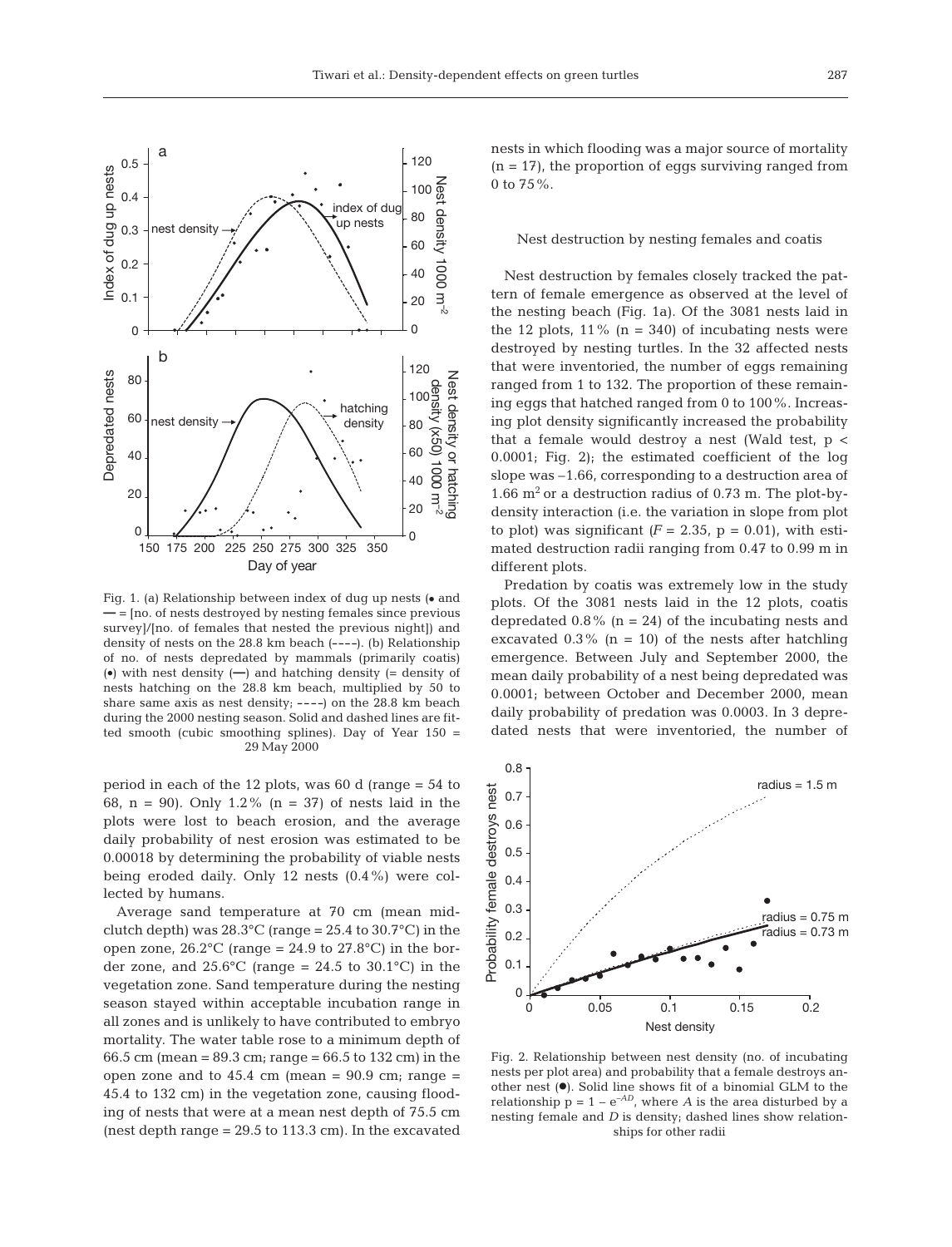Fig. 1. (a) Relationship between index of dug up nests (• and — = [no. of nests destroyed by nesting females since previous survey]/[no. of females that nested the previous night]) and density of nests on the 28.8 km beach (----). (b) Relationship of no. of nests depredated by mammals (primarily coatis) (•) with nest density (—) and hatching density (= density of nests hatching on the 28.8 km beach, multiplied by 50 to share same axis as nest density; ----) on the 28.8 km beach during the 2000 nesting season. Solid and dashed lines are fitted smooth (cubic smoothing splines). Day of Year 150 = 29 May 2000

period in each of the 12 plots, was 60 d (range = 54 to 68, n = 90). Only 1.2% (n = 37) of nests laid in the plots were lost to beach erosion, and the average daily probability of nest erosion was estimated to be 0.00018 by determining the probability of viable nests being eroded daily. Only 12 nests (0.4%) were collected by humans.

Average sand temperature at 70 cm (mean mid-clutch depth) was 28.3°C (range = 25.4 to 30.7°C) in the open zone, 26.2°C (range = 24.9 to 27.8°C) in the border zone, and 25.6°C (range = 24.5 to 30.1°C) in the vegetation zone. Sand temperature during the nesting season stayed within acceptable incubation range in all zones and is unlikely to have contributed to embryo mortality. The water table rose to a minimum depth of 66.5 cm (mean = 89.3 cm; range = 66.5 to 132 cm) in the open zone and to 45.4 cm (mean = 90.9 cm; range = 45.4 to 132 cm) in the vegetation zone, causing flooding of nests that were at a mean nest depth of 75.5 cm (nest depth range = 29.5 to 113.3 cm). In the excavated nests in which flooding was a major source of mortality (n = 17), the proportion of eggs surviving ranged from 0 to 75%.

## Nest destruction by nesting females and coatis

Nest destruction by females closely tracked the pattern of female emergence as observed at the level of the nesting beach (Fig. 1a). Of the 3081 nests laid in the 12 plots, 11% (n = 340) of incubating nests were destroyed by nesting turtles. In the 32 affected nests that were inventoried, the number of eggs remaining ranged from 1 to 132. The proportion of these remaining eggs that hatched ranged from 0 to 100%. Increasing plot density significantly increased the probability that a female would destroy a nest (Wald test, $p < 0.0001$; Fig. 2); the estimated coefficient of the log slope was –1.66, corresponding to a destruction area of 1.66 $m^2$ or a destruction radius of 0.73 m. The plot-by-density interaction (i.e. the variation in slope from plot to plot) was significant ($F = 2.35$, $p = 0.01$), with estimated destruction radii ranging from 0.47 to 0.99 m in different plots.

Predation by coatis was extremely low in the study plots. Of the 3081 nests laid in the 12 plots, coatis depredated 0.8% (n = 24) of the incubating nests and excavated 0.3% (n = 10) of the nests after hatchling emergence. Between July and September 2000, the mean daily probability of a nest being depredated was 0.0001; between October and December 2000, mean daily probability of predation was 0.0003. In 3 depredated nests that were inventoried, the number of

Fig. 2. Relationship between nest density (no. of incubating nests per plot area) and probability that a female destroys another nest (●). Solid line shows fit of a binomial GLM to the relationship $p = 1 - e^{-AD}$, where $A$ is the area disturbed by a nesting female and $D$ is density; dashed lines show relationships for other radii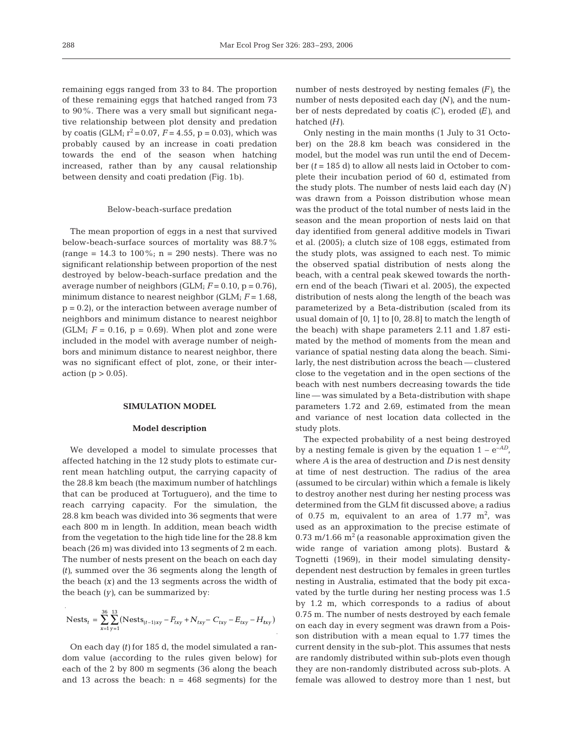remaining eggs ranged from 33 to 84. The proportion of these remaining eggs that hatched ranged from 73 to 90%. There was a very small but significant negative relationship between plot density and predation by coatis (GLM; $r^2 = 0.07$, $F = 4.55$, $p = 0.03$), which was probably caused by an increase in coati predation towards the end of the season when hatching increased, rather than by any causal relationship between density and coati predation (Fig. 1b).

### Below-beach-surface predation

The mean proportion of eggs in a nest that survived below-beach-surface sources of mortality was 88.7% (range = 14.3 to 100%; n = 290 nests). There was no significant relationship between proportion of the nest destroyed by below-beach-surface predation and the average number of neighbors (GLM; $F = 0.10$, $p = 0.76$), minimum distance to nearest neighbor (GLM; $F = 1.68$, $p = 0.2$), or the interaction between average number of neighbors and minimum distance to nearest neighbor (GLM; $F = 0.16$, $p = 0.69$). When plot and zone were included in the model with average number of neighbors and minimum distance to nearest neighbor, there was no significant effect of plot, zone, or their interaction ($p > 0.05$).

## SIMULATION MODEL

### Model description

We developed a model to simulate processes that affected hatching in the 12 study plots to estimate current mean hatchling output, the carrying capacity of the 28.8 km beach (the maximum number of hatchlings that can be produced at Tortuguero), and the time to reach carrying capacity. For the simulation, the 28.8 km beach was divided into 36 segments that were each 800 m in length. In addition, mean beach width from the vegetation to the high tide line for the 28.8 km beach (26 m) was divided into 13 segments of 2 m each. The number of nests present on the beach on each day ($t$), summed over the 36 segments along the length of the beach ($x$) and the 13 segments across the width of the beach ($y$), can be summarized by:

$$\text{Nests}_t = \sum_{x=1}^{36}\sum_{y=1}^{13}(\text{Nests}_{(t-1)xy} - F_{txy} + N_{txy} - C_{txy} - E_{txy} - H_{txy})$$

On each day ($t$) for 185 d, the model simulated a random value (according to the rules given below) for each of the 2 by 800 m segments (36 along the beach and 13 across the beach: n = 468 segments) for the number of nests destroyed by nesting females ($F$), the number of nests deposited each day ($N$), and the number of nests depredated by coatis ($C$), eroded ($E$), and hatched ($H$).

Only nesting in the main months (1 July to 31 October) on the 28.8 km beach was considered in the model, but the model was run until the end of December ($t = 185$ d) to allow all nests laid in October to complete their incubation period of 60 d, estimated from the study plots. The number of nests laid each day ($N$) was drawn from a Poisson distribution whose mean was the product of the total number of nests laid in the season and the mean proportion of nests laid on that day identified from general additive models in Tiwari et al. (2005); a clutch size of 108 eggs, estimated from the study plots, was assigned to each nest. To mimic the observed spatial distribution of nests along the beach, with a central peak skewed towards the northern end of the beach (Tiwari et al. 2005), the expected distribution of nests along the length of the beach was parameterized by a Beta-distribution (scaled from its usual domain of [0, 1] to [0, 28.8] to match the length of the beach) with shape parameters 2.11 and 1.87 estimated by the method of moments from the mean and variance of spatial nesting data along the beach. Similarly, the nest distribution across the beach — clustered close to the vegetation and in the open sections of the beach with nest numbers decreasing towards the tide line — was simulated by a Beta-distribution with shape parameters 1.72 and 2.69, estimated from the mean and variance of nest location data collected in the study plots.

The expected probability of a nest being destroyed by a nesting female is given by the equation $1 - e^{-AD}$, where $A$ is the area of destruction and $D$ is nest density at time of nest destruction. The radius of the area (assumed to be circular) within which a female is likely to destroy another nest during her nesting process was determined from the GLM fit discussed above; a radius of 0.75 m, equivalent to an area of 1.77 $m^2$, was used as an approximation to the precise estimate of 0.73 m/1.66 $m^2$ (a reasonable approximation given the wide range of variation among plots). Bustard & Tognetti (1969), in their model simulating density-dependent nest destruction by females in green turtles nesting in Australia, estimated that the body pit excavated by the turtle during her nesting process was 1.5 by 1.2 m, which corresponds to a radius of about 0.75 m. The number of nests destroyed by each female on each day in every segment was drawn from a Poisson distribution with a mean equal to 1.77 times the current density in the sub-plot. This assumes that nests are randomly distributed within sub-plots even though they are non-randomly distributed across sub-plots. A female was allowed to destroy more than 1 nest, but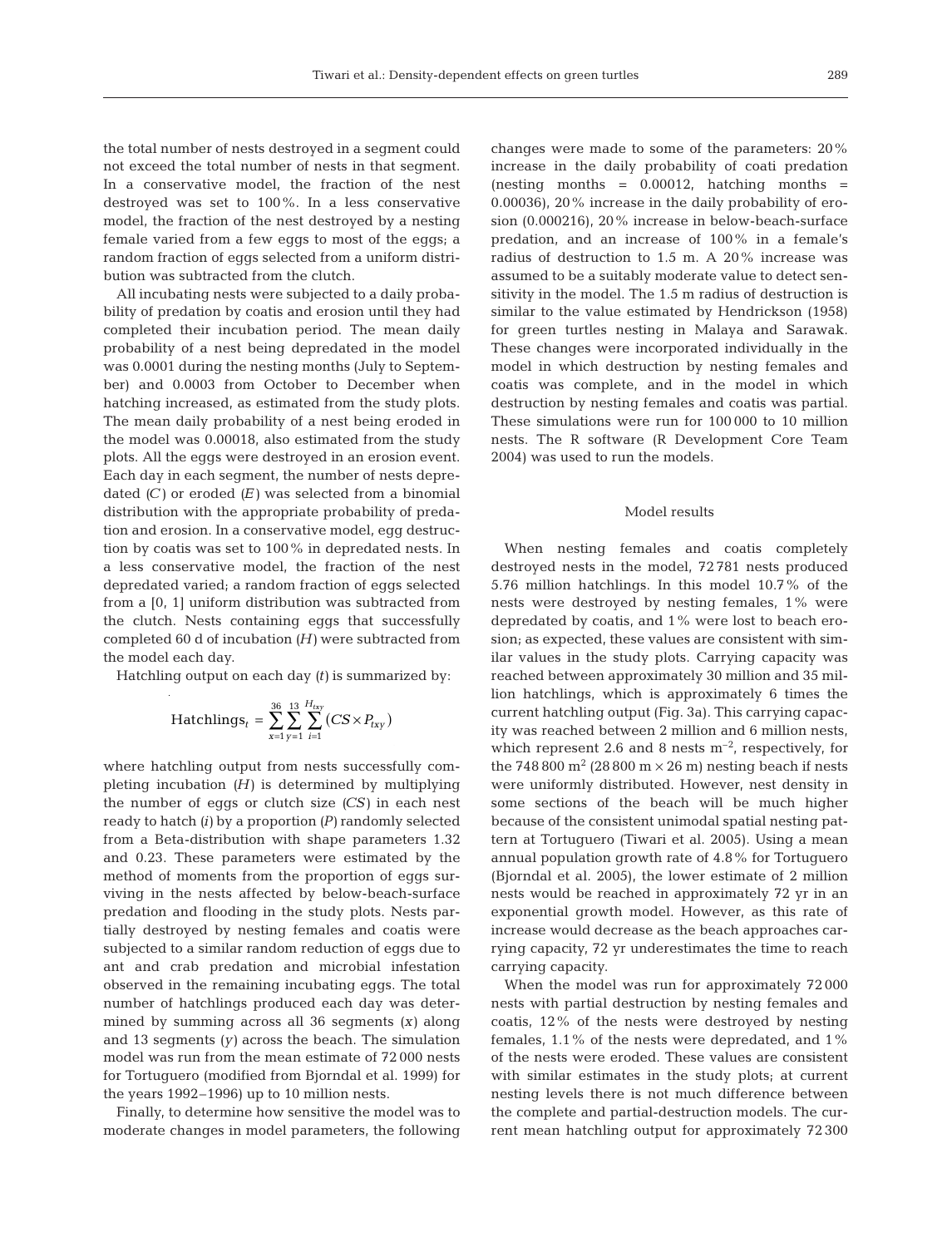the total number of nests destroyed in a segment could not exceed the total number of nests in that segment. In a conservative model, the fraction of the nest destroyed was set to 100%. In a less conservative model, the fraction of the nest destroyed by a nesting female varied from a few eggs to most of the eggs; a random fraction of eggs selected from a uniform distribution was subtracted from the clutch.

All incubating nests were subjected to a daily probability of predation by coatis and erosion until they had completed their incubation period. The mean daily probability of a nest being depredated in the model was 0.0001 during the nesting months (July to September) and 0.0003 from October to December when hatching increased, as estimated from the study plots. The mean daily probability of a nest being eroded in the model was 0.00018, also estimated from the study plots. All the eggs were destroyed in an erosion event. Each day in each segment, the number of nests depredated ($C$) or eroded ($E$) was selected from a binomial distribution with the appropriate probability of predation and erosion. In a conservative model, egg destruction by coatis was set to 100% in depredated nests. In a less conservative model, the fraction of the nest depredated varied; a random fraction of eggs selected from a [0, 1] uniform distribution was subtracted from the clutch. Nests containing eggs that successfully completed 60 d of incubation ($H$) were subtracted from the model each day.

Hatchling output on each day ($t$) is summarized by:

$$\text{Hatchlings}_t = \sum_{x=1}^{36} \sum_{y=1}^{13} \sum_{i=1}^{H_{txy}} (CS \times P_{txy})$$

where hatchling output from nests successfully completing incubation ($H$) is determined by multiplying the number of eggs or clutch size ($CS$) in each nest ready to hatch ($i$) by a proportion ($P$) randomly selected from a Beta-distribution with shape parameters 1.32 and 0.23. These parameters were estimated by the method of moments from the proportion of eggs surviving in the nests affected by below-beach-surface predation and flooding in the study plots. Nests partially destroyed by nesting females and coatis were subjected to a similar random reduction of eggs due to ant and crab predation and microbial infestation observed in the remaining incubating eggs. The total number of hatchlings produced each day was determined by summing across all 36 segments ($x$) along and 13 segments ($y$) across the beach. The simulation model was run from the mean estimate of 72 000 nests for Tortuguero (modified from Bjorndal et al. 1999) for the years 1992–1996) up to 10 million nests.

Finally, to determine how sensitive the model was to moderate changes in model parameters, the following changes were made to some of the parameters: 20% increase in the daily probability of coati predation (nesting months = 0.00012, hatching months = 0.00036), 20% increase in the daily probability of erosion (0.000216), 20% increase in below-beach-surface predation, and an increase of 100% in a female's radius of destruction to 1.5 m. A 20% increase was assumed to be a suitably moderate value to detect sensitivity in the model. The 1.5 m radius of destruction is similar to the value estimated by Hendrickson (1958) for green turtles nesting in Malaya and Sarawak. These changes were incorporated individually in the model in which destruction by nesting females and coatis was complete, and in the model in which destruction by nesting females and coatis was partial. These simulations were run for 100 000 to 10 million nests. The R software (R Development Core Team 2004) was used to run the models.

## Model results

When nesting females and coatis completely destroyed nests in the model, 72 781 nests produced 5.76 million hatchlings. In this model 10.7% of the nests were destroyed by nesting females, 1% were depredated by coatis, and 1% were lost to beach erosion; as expected, these values are consistent with similar values in the study plots. Carrying capacity was reached between approximately 30 million and 35 million hatchlings, which is approximately 6 times the current hatchling output (Fig. 3a). This carrying capacity was reached between 2 million and 6 million nests, which represent 2.6 and 8 nests $m^{-2}$, respectively, for the 748 800 $m^2$ (28 800 m × 26 m) nesting beach if nests were uniformly distributed. However, nest density in some sections of the beach will be much higher because of the consistent unimodal spatial nesting pattern at Tortuguero (Tiwari et al. 2005). Using a mean annual population growth rate of 4.8% for Tortuguero (Bjorndal et al. 2005), the lower estimate of 2 million nests would be reached in approximately 72 yr in an exponential growth model. However, as this rate of increase would decrease as the beach approaches carrying capacity, 72 yr underestimates the time to reach carrying capacity.

When the model was run for approximately 72 000 nests with partial destruction by nesting females and coatis, 12% of the nests were destroyed by nesting females, 1.1% of the nests were depredated, and 1% of the nests were eroded. These values are consistent with similar estimates in the study plots; at current nesting levels there is not much difference between the complete and partial-destruction models. The current mean hatchling output for approximately 72 300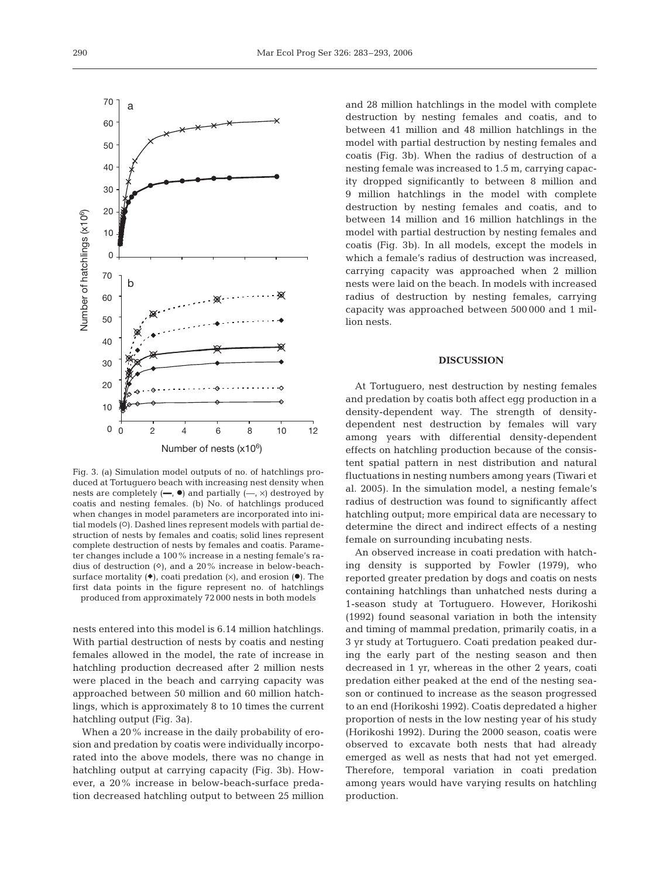Fig. 3. (a) Simulation model outputs of no. of hatchlings produced at Tortuguero beach with increasing nest density when nests are completely (━, ●) and partially (—, ×) destroyed by coatis and nesting females. (b) No. of hatchlings produced when changes in model parameters are incorporated into initial models (○). Dashed lines represent models with partial destruction of nests by females and coatis; solid lines represent complete destruction of nests by females and coatis. Parameter changes include a 100% increase in a nesting female's radius of destruction (◇), and a 20% increase in below-beach-surface mortality (◆), coati predation (×), and erosion (●). The first data points in the figure represent no. of hatchlings produced from approximately 72 000 nests in both models

nests entered into this model is 6.14 million hatchlings. With partial destruction of nests by coatis and nesting females allowed in the model, the rate of increase in hatchling production decreased after 2 million nests were placed in the beach and carrying capacity was approached between 50 million and 60 million hatchlings, which is approximately 8 to 10 times the current hatchling output (Fig. 3a).

When a 20% increase in the daily probability of erosion and predation by coatis were individually incorporated into the above models, there was no change in hatchling output at carrying capacity (Fig. 3b). However, a 20% increase in below-beach-surface predation decreased hatchling output to between 25 million and 28 million hatchlings in the model with complete destruction by nesting females and coatis, and to between 41 million and 48 million hatchlings in the model with partial destruction by nesting females and coatis (Fig. 3b). When the radius of destruction of a nesting female was increased to 1.5 m, carrying capacity dropped significantly to between 8 million and 9 million hatchlings in the model with complete destruction by nesting females and coatis, and to between 14 million and 16 million hatchlings in the model with partial destruction by nesting females and coatis (Fig. 3b). In all models, except the models in which a female's radius of destruction was increased, carrying capacity was approached when 2 million nests were laid on the beach. In models with increased radius of destruction by nesting females, carrying capacity was approached between 500 000 and 1 million nests.

## DISCUSSION

At Tortuguero, nest destruction by nesting females and predation by coatis both affect egg production in a density-dependent way. The strength of density-dependent nest destruction by females will vary among years with differential density-dependent effects on hatchling production because of the consistent spatial pattern in nest distribution and natural fluctuations in nesting numbers among years (Tiwari et al. 2005). In the simulation model, a nesting female's radius of destruction was found to significantly affect hatchling output; more empirical data are necessary to determine the direct and indirect effects of a nesting female on surrounding incubating nests.

An observed increase in coati predation with hatching density is supported by Fowler (1979), who reported greater predation by dogs and coatis on nests containing hatchlings than unhatched nests during a 1-season study at Tortuguero. However, Horikoshi (1992) found seasonal variation in both the intensity and timing of mammal predation, primarily coatis, in a 3 yr study at Tortuguero. Coati predation peaked during the early part of the nesting season and then decreased in 1 yr, whereas in the other 2 years, coati predation either peaked at the end of the nesting season or continued to increase as the season progressed to an end (Horikoshi 1992). Coatis depredated a higher proportion of nests in the low nesting year of his study (Horikoshi 1992). During the 2000 season, coatis were observed to excavate both nests that had already emerged as well as nests that had not yet emerged. Therefore, temporal variation in coati predation among years would have varying results on hatchling production.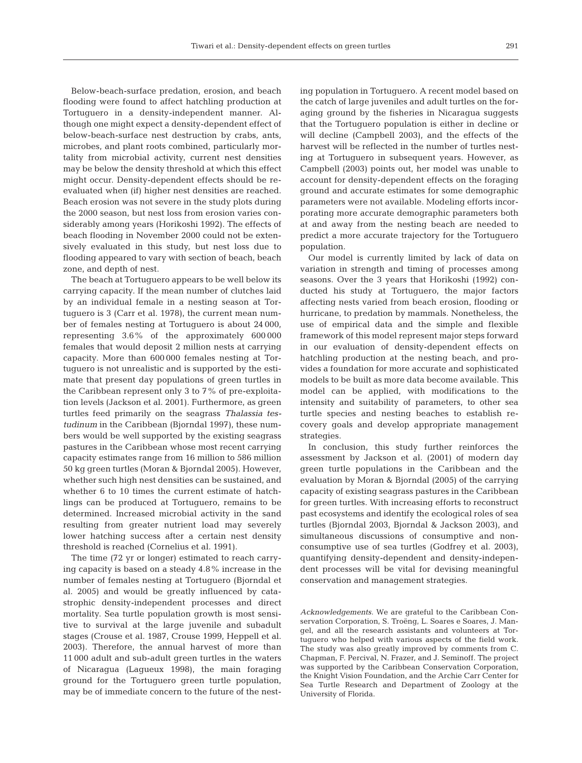Below-beach-surface predation, erosion, and beach flooding were found to affect hatchling production at Tortuguero in a density-independent manner. Although one might expect a density-dependent effect of below-beach-surface nest destruction by crabs, ants, microbes, and plant roots combined, particularly mortality from microbial activity, current nest densities may be below the density threshold at which this effect might occur. Density-dependent effects should be re-evaluated when (if) higher nest densities are reached. Beach erosion was not severe in the study plots during the 2000 season, but nest loss from erosion varies considerably among years (Horikoshi 1992). The effects of beach flooding in November 2000 could not be extensively evaluated in this study, but nest loss due to flooding appeared to vary with section of beach, beach zone, and depth of nest.

The beach at Tortuguero appears to be well below its carrying capacity. If the mean number of clutches laid by an individual female in a nesting season at Tortuguero is 3 (Carr et al. 1978), the current mean number of females nesting at Tortuguero is about 24 000, representing 3.6% of the approximately 600 000 females that would deposit 2 million nests at carrying capacity. More than 600 000 females nesting at Tortuguero is not unrealistic and is supported by the estimate that present day populations of green turtles in the Caribbean represent only 3 to 7% of pre-exploitation levels (Jackson et al. 2001). Furthermore, as green turtles feed primarily on the seagrass *Thalassia testudinum* in the Caribbean (Bjorndal 1997), these numbers would be well supported by the existing seagrass pastures in the Caribbean whose most recent carrying capacity estimates range from 16 million to 586 million 50 kg green turtles (Moran & Bjorndal 2005). However, whether such high nest densities can be sustained, and whether 6 to 10 times the current estimate of hatchlings can be produced at Tortuguero, remains to be determined. Increased microbial activity in the sand resulting from greater nutrient load may severely lower hatching success after a certain nest density threshold is reached (Cornelius et al. 1991).

The time (72 yr or longer) estimated to reach carrying capacity is based on a steady 4.8% increase in the number of females nesting at Tortuguero (Bjorndal et al. 2005) and would be greatly influenced by catastrophic density-independent processes and direct mortality. Sea turtle population growth is most sensitive to survival at the large juvenile and subadult stages (Crouse et al. 1987, Crouse 1999, Heppell et al. 2003). Therefore, the annual harvest of more than 11 000 adult and sub-adult green turtles in the waters of Nicaragua (Lagueux 1998), the main foraging ground for the Tortuguero green turtle population, may be of immediate concern to the future of the nesting population in Tortuguero. A recent model based on the catch of large juveniles and adult turtles on the foraging ground by the fisheries in Nicaragua suggests that the Tortuguero population is either in decline or will decline (Campbell 2003), and the effects of the harvest will be reflected in the number of turtles nesting at Tortuguero in subsequent years. However, as Campbell (2003) points out, her model was unable to account for density-dependent effects on the foraging ground and accurate estimates for some demographic parameters were not available. Modeling efforts incorporating more accurate demographic parameters both at and away from the nesting beach are needed to predict a more accurate trajectory for the Tortuguero population.

Our model is currently limited by lack of data on variation in strength and timing of processes among seasons. Over the 3 years that Horikoshi (1992) conducted his study at Tortuguero, the major factors affecting nests varied from beach erosion, flooding or hurricane, to predation by mammals. Nonetheless, the use of empirical data and the simple and flexible framework of this model represent major steps forward in our evaluation of density-dependent effects on hatchling production at the nesting beach, and provides a foundation for more accurate and sophisticated models to be built as more data become available. This model can be applied, with modifications to the intensity and suitability of parameters, to other sea turtle species and nesting beaches to establish recovery goals and develop appropriate management strategies.

In conclusion, this study further reinforces the assessment by Jackson et al. (2001) of modern day green turtle populations in the Caribbean and the evaluation by Moran & Bjorndal (2005) of the carrying capacity of existing seagrass pastures in the Caribbean for green turtles. With increasing efforts to reconstruct past ecosystems and identify the ecological roles of sea turtles (Bjorndal 2003, Bjorndal & Jackson 2003), and simultaneous discussions of consumptive and non-consumptive use of sea turtles (Godfrey et al. 2003), quantifying density-dependent and density-independent processes will be vital for devising meaningful conservation and management strategies.

*Acknowledgements.* We are grateful to the Caribbean Conservation Corporation, S. Troëng, L. Soares e Soares, J. Mangel, and all the research assistants and volunteers at Tortuguero who helped with various aspects of the field work. The study was also greatly improved by comments from C. Chapman, F. Percival, N. Frazer, and J. Seminoff. The project was supported by the Caribbean Conservation Corporation, the Knight Vision Foundation, and the Archie Carr Center for Sea Turtle Research and Department of Zoology at the University of Florida.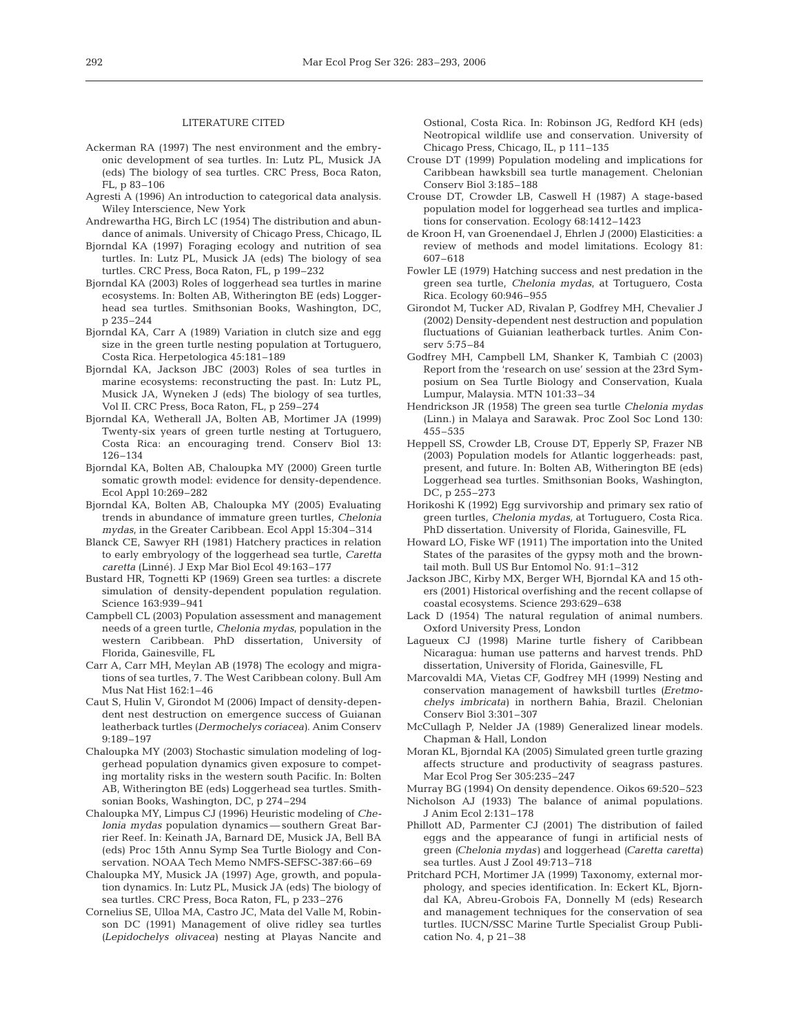## LITERATURE CITED

Ackerman RA (1997) The nest environment and the embryonic development of sea turtles. In: Lutz PL, Musick JA (eds) The biology of sea turtles. CRC Press, Boca Raton, FL, p 83–106

Agresti A (1996) An introduction to categorical data analysis. Wiley Interscience, New York

Andrewartha HG, Birch LC (1954) The distribution and abundance of animals. University of Chicago Press, Chicago, IL

Bjorndal KA (1997) Foraging ecology and nutrition of sea turtles. In: Lutz PL, Musick JA (eds) The biology of sea turtles. CRC Press, Boca Raton, FL, p 199–232

Bjorndal KA (2003) Roles of loggerhead sea turtles in marine ecosystems. In: Bolten AB, Witherington BE (eds) Loggerhead sea turtles. Smithsonian Books, Washington, DC, p 235–244

Bjorndal KA, Carr A (1989) Variation in clutch size and egg size in the green turtle nesting population at Tortuguero, Costa Rica. Herpetologica 45:181–189

Bjorndal KA, Jackson JBC (2003) Roles of sea turtles in marine ecosystems: reconstructing the past. In: Lutz PL, Musick JA, Wyneken J (eds) The biology of sea turtles, Vol II. CRC Press, Boca Raton, FL, p 259–274

Bjorndal KA, Wetherall JA, Bolten AB, Mortimer JA (1999) Twenty-six years of green turtle nesting at Tortuguero, Costa Rica: an encouraging trend. Conserv Biol 13: 126–134

Bjorndal KA, Bolten AB, Chaloupka MY (2000) Green turtle somatic growth model: evidence for density-dependence. Ecol Appl 10:269–282

Bjorndal KA, Bolten AB, Chaloupka MY (2005) Evaluating trends in abundance of immature green turtles, *Chelonia mydas*, in the Greater Caribbean. Ecol Appl 15:304–314

Blanck CE, Sawyer RH (1981) Hatchery practices in relation to early embryology of the loggerhead sea turtle, *Caretta caretta* (Linné). J Exp Mar Biol Ecol 49:163–177

Bustard HR, Tognetti KP (1969) Green sea turtles: a discrete simulation of density-dependent population regulation. Science 163:939–941

Campbell CL (2003) Population assessment and management needs of a green turtle, *Chelonia mydas*, population in the western Caribbean. PhD dissertation, University of Florida, Gainesville, FL

Carr A, Carr MH, Meylan AB (1978) The ecology and migrations of sea turtles, 7. The West Caribbean colony. Bull Am Mus Nat Hist 162:1–46

Caut S, Hulin V, Girondot M (2006) Impact of density-dependent nest destruction on emergence success of Guianan leatherback turtles (*Dermochelys coriacea*). Anim Conserv 9:189–197

Chaloupka MY (2003) Stochastic simulation modeling of loggerhead population dynamics given exposure to competing mortality risks in the western south Pacific. In: Bolten AB, Witherington BE (eds) Loggerhead sea turtles. Smithsonian Books, Washington, DC, p 274–294

Chaloupka MY, Limpus CJ (1996) Heuristic modeling of *Chelonia mydas* population dynamics — southern Great Barrier Reef. In: Keinath JA, Barnard DE, Musick JA, Bell BA (eds) Proc 15th Annu Symp Sea Turtle Biology and Conservation. NOAA Tech Memo NMFS-SEFSC-387:66–69

Chaloupka MY, Musick JA (1997) Age, growth, and population dynamics. In: Lutz PL, Musick JA (eds) The biology of sea turtles. CRC Press, Boca Raton, FL, p 233–276

Cornelius SE, Ulloa MA, Castro JC, Mata del Valle M, Robinson DC (1991) Management of olive ridley sea turtles (*Lepidochelys olivacea*) nesting at Playas Nancite and Ostional, Costa Rica. In: Robinson JG, Redford KH (eds) Neotropical wildlife use and conservation. University of Chicago Press, Chicago, IL, p 111–135

Crouse DT (1999) Population modeling and implications for Caribbean hawksbill sea turtle management. Chelonian Conserv Biol 3:185–188

Crouse DT, Crowder LB, Caswell H (1987) A stage-based population model for loggerhead sea turtles and implications for conservation. Ecology 68:1412–1423

de Kroon H, van Groenendael J, Ehrlen J (2000) Elasticities: a review of methods and model limitations. Ecology 81: 607–618

Fowler LE (1979) Hatching success and nest predation in the green sea turtle, *Chelonia mydas*, at Tortuguero, Costa Rica. Ecology 60:946–955

Girondot M, Tucker AD, Rivalan P, Godfrey MH, Chevalier J (2002) Density-dependent nest destruction and population fluctuations of Guianian leatherback turtles. Anim Conserv 5:75–84

Godfrey MH, Campbell LM, Shanker K, Tambiah C (2003) Report from the 'research on use' session at the 23rd Symposium on Sea Turtle Biology and Conservation, Kuala Lumpur, Malaysia. MTN 101:33–34

Hendrickson JR (1958) The green sea turtle *Chelonia mydas* (Linn.) in Malaya and Sarawak. Proc Zool Soc Lond 130: 455–535

Heppell SS, Crowder LB, Crouse DT, Epperly SP, Frazer NB (2003) Population models for Atlantic loggerheads: past, present, and future. In: Bolten AB, Witherington BE (eds) Loggerhead sea turtles. Smithsonian Books, Washington, DC, p 255–273

Horikoshi K (1992) Egg survivorship and primary sex ratio of green turtles, *Chelonia mydas*, at Tortuguero, Costa Rica. PhD dissertation. University of Florida, Gainesville, FL

Howard LO, Fiske WF (1911) The importation into the United States of the parasites of the gypsy moth and the browntail moth. Bull US Bur Entomol No. 91:1–312

Jackson JBC, Kirby MX, Berger WH, Bjorndal KA and 15 others (2001) Historical overfishing and the recent collapse of coastal ecosystems. Science 293:629–638

Lack D (1954) The natural regulation of animal numbers. Oxford University Press, London

Lagueux CJ (1998) Marine turtle fishery of Caribbean Nicaragua: human use patterns and harvest trends. PhD dissertation, University of Florida, Gainesville, FL

Marcovaldi MA, Vietas CF, Godfrey MH (1999) Nesting and conservation management of hawksbill turtles (*Eretmochelys imbricata*) in northern Bahia, Brazil. Chelonian Conserv Biol 3:301–307

McCullagh P, Nelder JA (1989) Generalized linear models. Chapman & Hall, London

Moran KL, Bjorndal KA (2005) Simulated green turtle grazing affects structure and productivity of seagrass pastures. Mar Ecol Prog Ser 305:235–247

Murray BG (1994) On density dependence. Oikos 69:520–523

Nicholson AJ (1933) The balance of animal populations. J Anim Ecol 2:131–178

Phillott AD, Parmenter CJ (2001) The distribution of failed eggs and the appearance of fungi in artificial nests of green (*Chelonia mydas*) and loggerhead (*Caretta caretta*) sea turtles. Aust J Zool 49:713–718

Pritchard PCH, Mortimer JA (1999) Taxonomy, external morphology, and species identification. In: Eckert KL, Bjorndal KA, Abreu-Grobois FA, Donnelly M (eds) Research and management techniques for the conservation of sea turtles. IUCN/SSC Marine Turtle Specialist Group Publication No. 4, p 21–38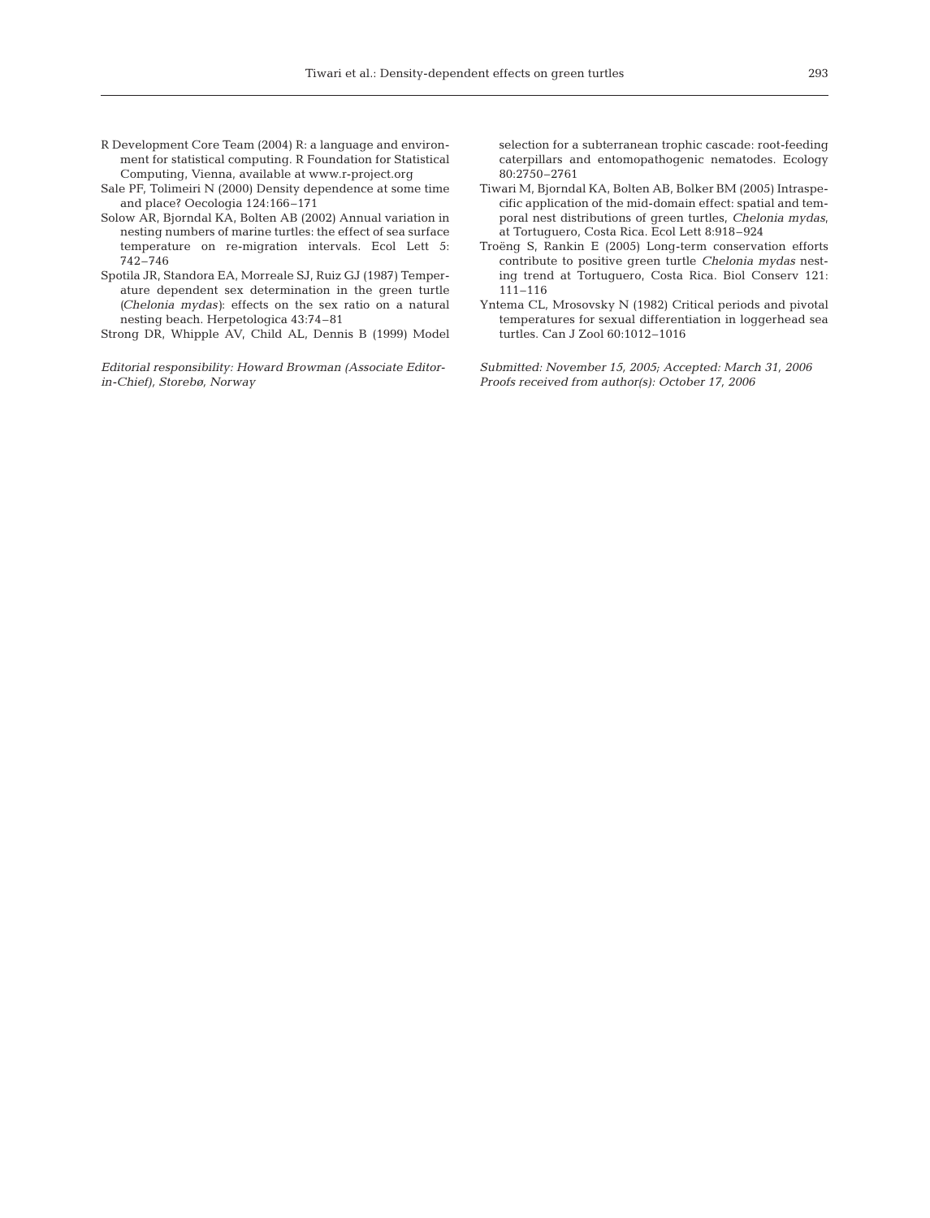R Development Core Team (2004) R: a language and environment for statistical computing. R Foundation for Statistical Computing, Vienna, available at www.r-project.org

Sale PF, Tolimeiri N (2000) Density dependence at some time and place? Oecologia 124:166–171

Solow AR, Bjorndal KA, Bolten AB (2002) Annual variation in nesting numbers of marine turtles: the effect of sea surface temperature on re-migration intervals. Ecol Lett 5: 742–746

Spotila JR, Standora EA, Morreale SJ, Ruiz GJ (1987) Temperature dependent sex determination in the green turtle (*Chelonia mydas*): effects on the sex ratio on a natural nesting beach. Herpetologica 43:74–81

Strong DR, Whipple AV, Child AL, Dennis B (1999) Model selection for a subterranean trophic cascade: root-feeding caterpillars and entomopathogenic nematodes. Ecology 80:2750–2761

Tiwari M, Bjorndal KA, Bolten AB, Bolker BM (2005) Intraspecific application of the mid-domain effect: spatial and temporal nest distributions of green turtles, *Chelonia mydas*, at Tortuguero, Costa Rica. Ecol Lett 8:918–924

Troëng S, Rankin E (2005) Long-term conservation efforts contribute to positive green turtle *Chelonia mydas* nesting trend at Tortuguero, Costa Rica. Biol Conserv 121: 111–116

Yntema CL, Mrosovsky N (1982) Critical periods and pivotal temperatures for sexual differentiation in loggerhead sea turtles. Can J Zool 60:1012–1016

*Editorial responsibility: Howard Browman (Associate Editor-in-Chief), Storebø, Norway*

*Submitted: November 15, 2005; Accepted: March 31, 2006*
*Proofs received from author(s): October 17, 2006*